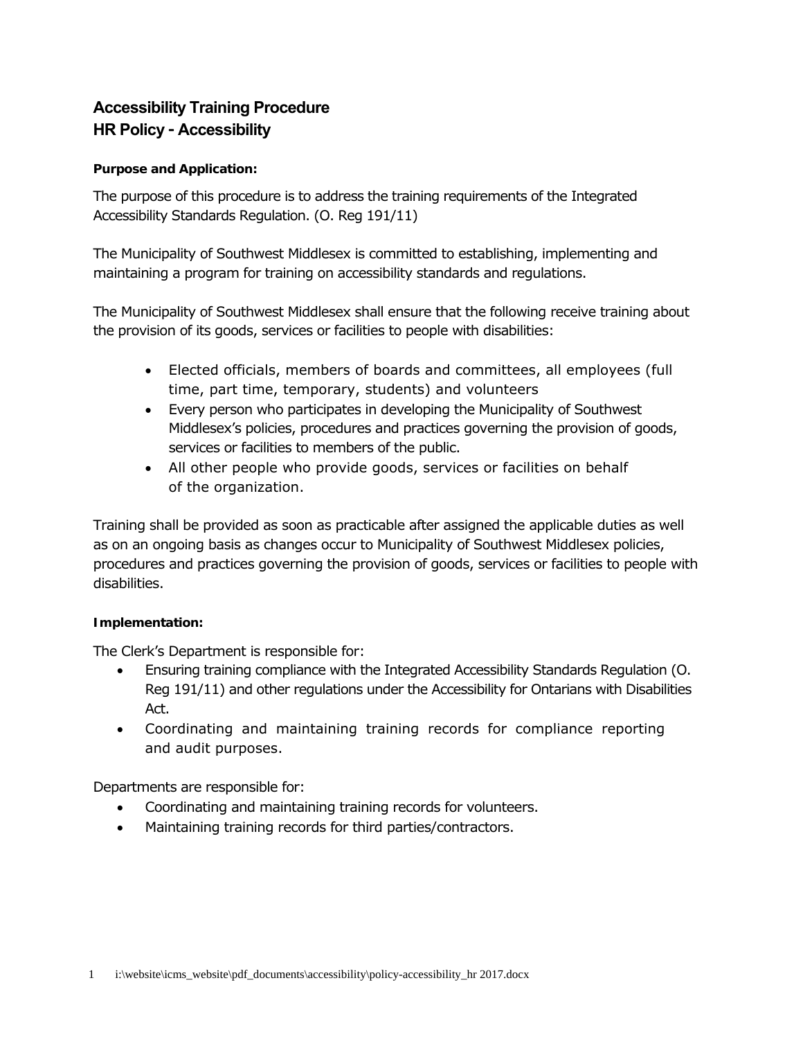# Accessibility Training Procedure
# HR Policy - Accessibility

**Purpose and Application:**

The purpose of this procedure is to address the training requirements of the Integrated Accessibility Standards Regulation. (O. Reg 191/11)

The Municipality of Southwest Middlesex is committed to establishing, implementing and maintaining a program for training on accessibility standards and regulations.

The Municipality of Southwest Middlesex shall ensure that the following receive training about the provision of its goods, services or facilities to people with disabilities:

- Elected officials, members of boards and committees, all employees (full time, part time, temporary, students) and volunteers
- Every person who participates in developing the Municipality of Southwest Middlesex's policies, procedures and practices governing the provision of goods, services or facilities to members of the public.
- All other people who provide goods, services or facilities on behalf of the organization.

Training shall be provided as soon as practicable after assigned the applicable duties as well as on an ongoing basis as changes occur to Municipality of Southwest Middlesex policies, procedures and practices governing the provision of goods, services or facilities to people with disabilities.

**Implementation:**

The Clerk's Department is responsible for:

- Ensuring training compliance with the Integrated Accessibility Standards Regulation (O. Reg 191/11) and other regulations under the Accessibility for Ontarians with Disabilities Act.
- Coordinating and maintaining training records for compliance reporting and audit purposes.

Departments are responsible for:

- Coordinating and maintaining training records for volunteers.
- Maintaining training records for third parties/contractors.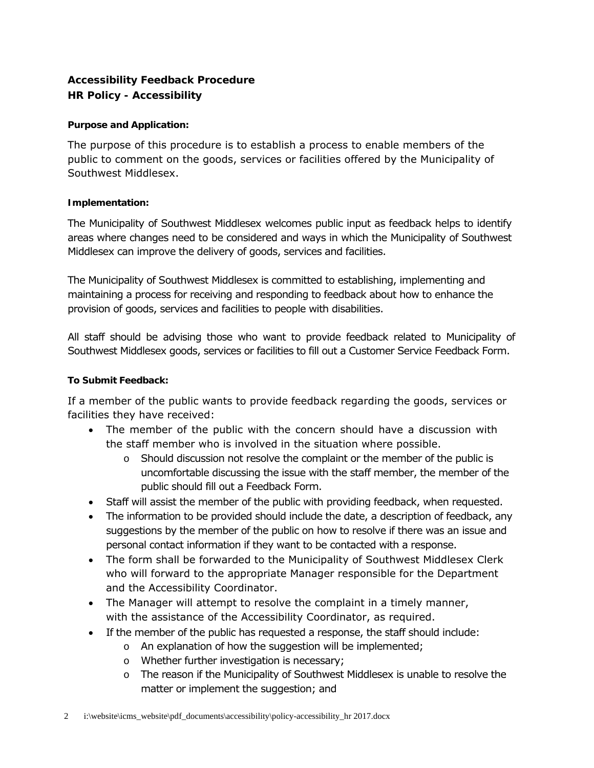**Accessibility Feedback Procedure**
**HR Policy - Accessibility**

**Purpose and Application:**

The purpose of this procedure is to establish a process to enable members of the public to comment on the goods, services or facilities offered by the Municipality of Southwest Middlesex.

**Implementation:**

The Municipality of Southwest Middlesex welcomes public input as feedback helps to identify areas where changes need to be considered and ways in which the Municipality of Southwest Middlesex can improve the delivery of goods, services and facilities.

The Municipality of Southwest Middlesex is committed to establishing, implementing and maintaining a process for receiving and responding to feedback about how to enhance the provision of goods, services and facilities to people with disabilities.

All staff should be advising those who want to provide feedback related to Municipality of Southwest Middlesex goods, services or facilities to fill out a Customer Service Feedback Form.

**To Submit Feedback:**

If a member of the public wants to provide feedback regarding the goods, services or facilities they have received:

- The member of the public with the concern should have a discussion with the staff member who is involved in the situation where possible.
  - Should discussion not resolve the complaint or the member of the public is uncomfortable discussing the issue with the staff member, the member of the public should fill out a Feedback Form.
- Staff will assist the member of the public with providing feedback, when requested.
- The information to be provided should include the date, a description of feedback, any suggestions by the member of the public on how to resolve if there was an issue and personal contact information if they want to be contacted with a response.
- The form shall be forwarded to the Municipality of Southwest Middlesex Clerk who will forward to the appropriate Manager responsible for the Department and the Accessibility Coordinator.
- The Manager will attempt to resolve the complaint in a timely manner, with the assistance of the Accessibility Coordinator, as required.
- If the member of the public has requested a response, the staff should include:
  - An explanation of how the suggestion will be implemented;
  - Whether further investigation is necessary;
  - The reason if the Municipality of Southwest Middlesex is unable to resolve the matter or implement the suggestion; and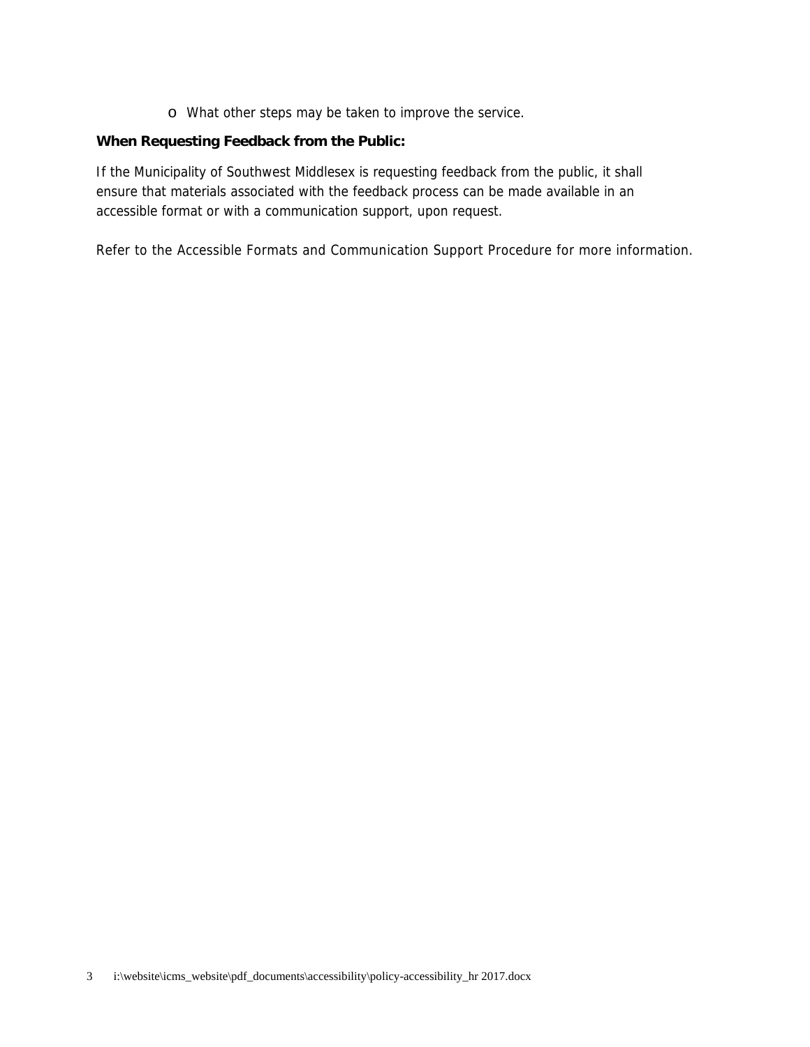- What other steps may be taken to improve the service.

**When Requesting Feedback from the Public:**

If the Municipality of Southwest Middlesex is requesting feedback from the public, it shall ensure that materials associated with the feedback process can be made available in an accessible format or with a communication support, upon request.

Refer to the Accessible Formats and Communication Support Procedure for more information.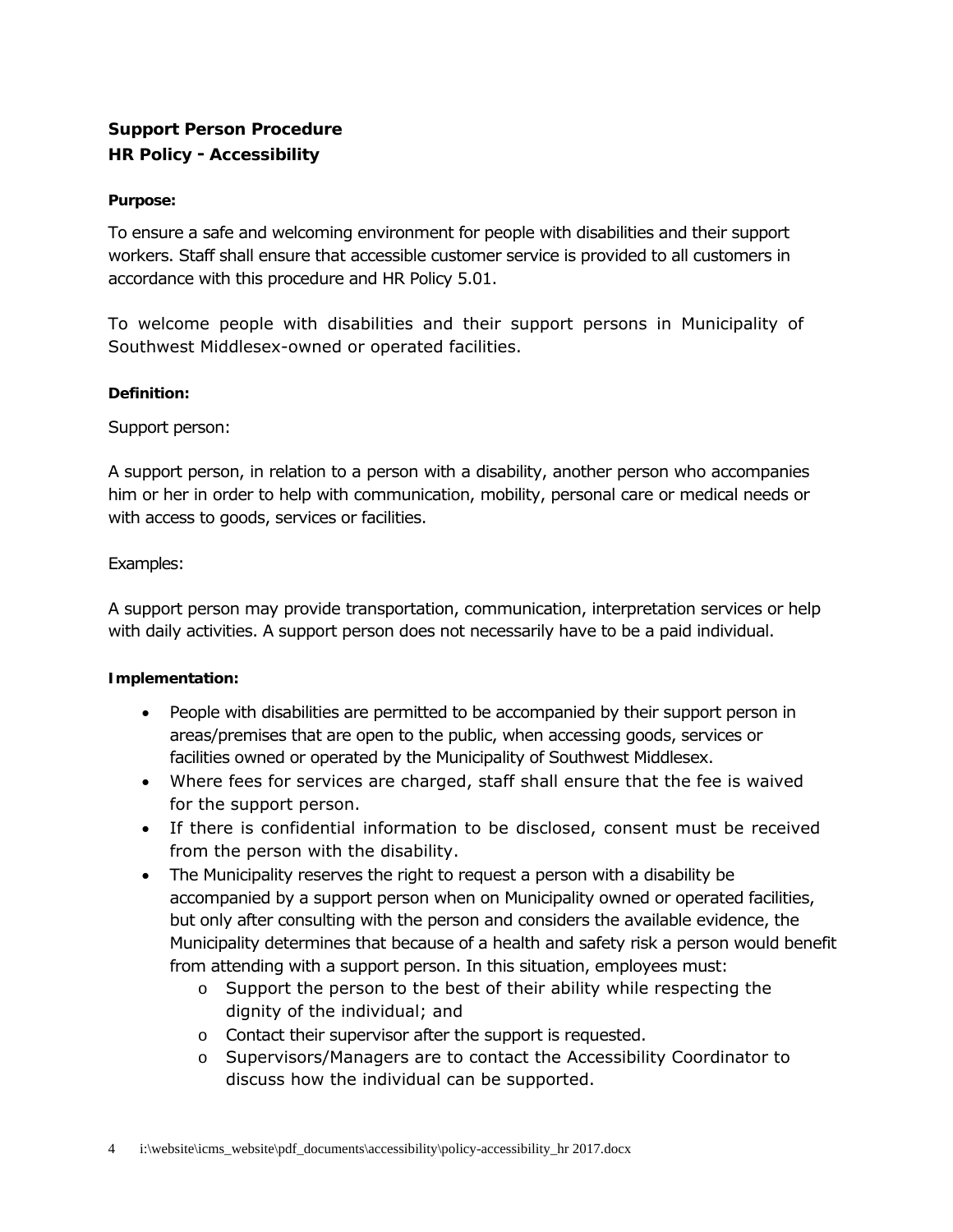**Support Person Procedure**
**HR Policy - Accessibility**

**Purpose:**

To ensure a safe and welcoming environment for people with disabilities and their support workers. Staff shall ensure that accessible customer service is provided to all customers in accordance with this procedure and HR Policy 5.01.

To welcome people with disabilities and their support persons in Municipality of Southwest Middlesex-owned or operated facilities.

**Definition:**

Support person:

A support person, in relation to a person with a disability, another person who accompanies him or her in order to help with communication, mobility, personal care or medical needs or with access to goods, services or facilities.

Examples:

A support person may provide transportation, communication, interpretation services or help with daily activities. A support person does not necessarily have to be a paid individual.

**Implementation:**

- People with disabilities are permitted to be accompanied by their support person in areas/premises that are open to the public, when accessing goods, services or facilities owned or operated by the Municipality of Southwest Middlesex.
- Where fees for services are charged, staff shall ensure that the fee is waived for the support person.
- If there is confidential information to be disclosed, consent must be received from the person with the disability.
- The Municipality reserves the right to request a person with a disability be accompanied by a support person when on Municipality owned or operated facilities, but only after consulting with the person and considers the available evidence, the Municipality determines that because of a health and safety risk a person would benefit from attending with a support person. In this situation, employees must:
  - Support the person to the best of their ability while respecting the dignity of the individual; and
  - Contact their supervisor after the support is requested.
  - Supervisors/Managers are to contact the Accessibility Coordinator to discuss how the individual can be supported.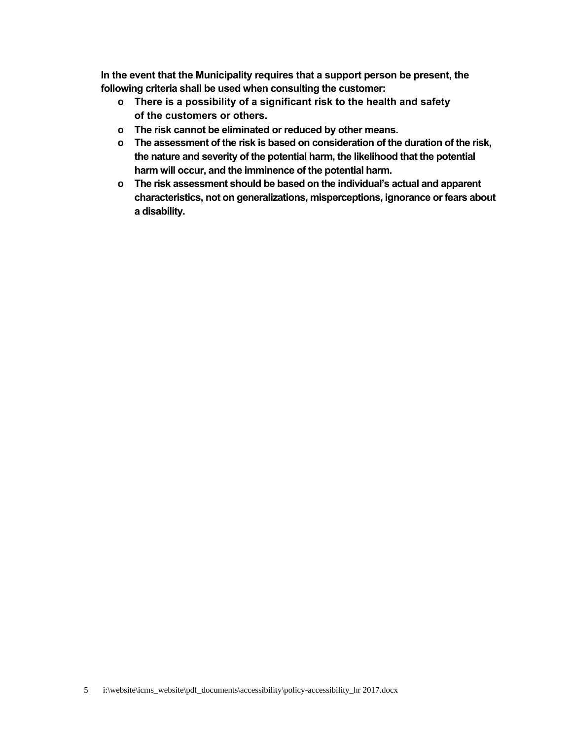**In the event that the Municipality requires that a support person be present, the following criteria shall be used when consulting the customer:**

- **There is a possibility of a significant risk to the health and safety of the customers or others.**
- **The risk cannot be eliminated or reduced by other means.**
- **The assessment of the risk is based on consideration of the duration of the risk, the nature and severity of the potential harm, the likelihood that the potential harm will occur, and the imminence of the potential harm.**
- **The risk assessment should be based on the individual's actual and apparent characteristics, not on generalizations, misperceptions, ignorance or fears about a disability.**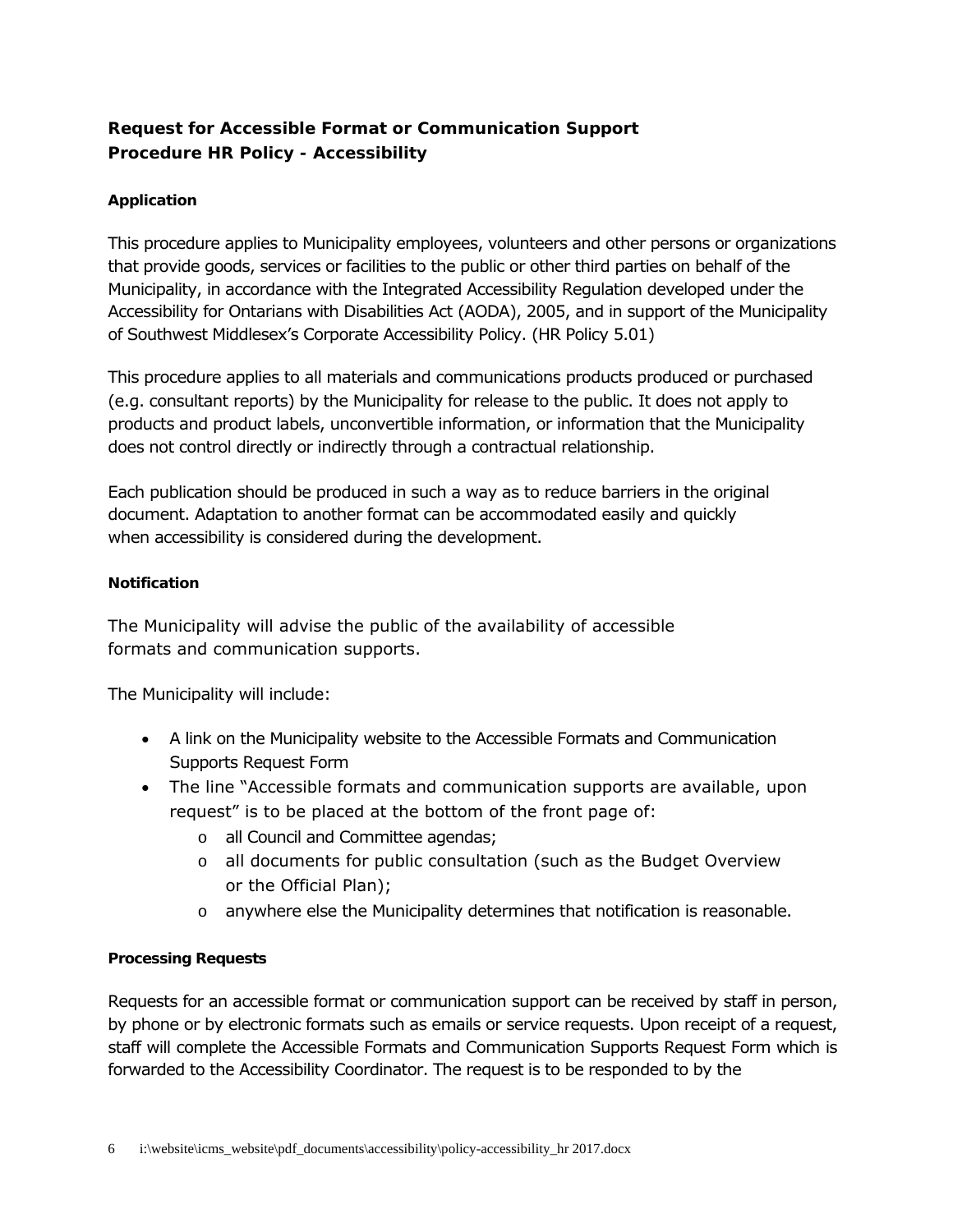## Request for Accessible Format or Communication Support Procedure HR Policy - Accessibility

### Application

This procedure applies to Municipality employees, volunteers and other persons or organizations that provide goods, services or facilities to the public or other third parties on behalf of the Municipality, in accordance with the Integrated Accessibility Regulation developed under the Accessibility for Ontarians with Disabilities Act (AODA), 2005, and in support of the Municipality of Southwest Middlesex's Corporate Accessibility Policy. (HR Policy 5.01)

This procedure applies to all materials and communications products produced or purchased (e.g. consultant reports) by the Municipality for release to the public. It does not apply to products and product labels, unconvertible information, or information that the Municipality does not control directly or indirectly through a contractual relationship.

Each publication should be produced in such a way as to reduce barriers in the original document. Adaptation to another format can be accommodated easily and quickly when accessibility is considered during the development.

### Notification

The Municipality will advise the public of the availability of accessible formats and communication supports.

The Municipality will include:

- A link on the Municipality website to the Accessible Formats and Communication Supports Request Form
- The line "Accessible formats and communication supports are available, upon request" is to be placed at the bottom of the front page of:
  - all Council and Committee agendas;
  - all documents for public consultation (such as the Budget Overview or the Official Plan);
  - anywhere else the Municipality determines that notification is reasonable.

### Processing Requests

Requests for an accessible format or communication support can be received by staff in person, by phone or by electronic formats such as emails or service requests. Upon receipt of a request, staff will complete the Accessible Formats and Communication Supports Request Form which is forwarded to the Accessibility Coordinator. The request is to be responded to by the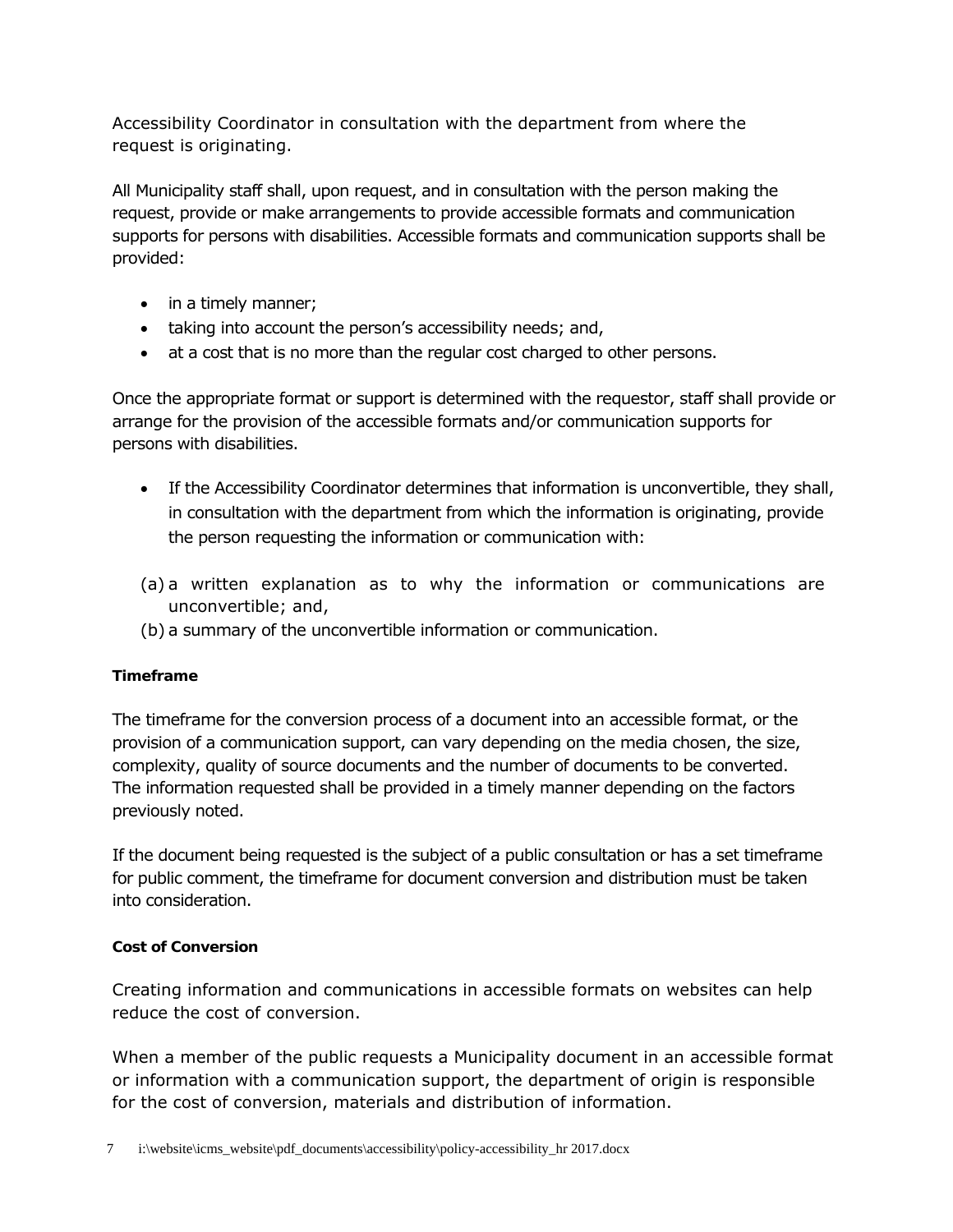Accessibility Coordinator in consultation with the department from where the request is originating.

All Municipality staff shall, upon request, and in consultation with the person making the request, provide or make arrangements to provide accessible formats and communication supports for persons with disabilities. Accessible formats and communication supports shall be provided:

- in a timely manner;
- taking into account the person's accessibility needs; and,
- at a cost that is no more than the regular cost charged to other persons.

Once the appropriate format or support is determined with the requestor, staff shall provide or arrange for the provision of the accessible formats and/or communication supports for persons with disabilities.

- If the Accessibility Coordinator determines that information is unconvertible, they shall, in consultation with the department from which the information is originating, provide the person requesting the information or communication with:

(a) a written explanation as to why the information or communications are unconvertible; and,
(b) a summary of the unconvertible information or communication.

**Timeframe**

The timeframe for the conversion process of a document into an accessible format, or the provision of a communication support, can vary depending on the media chosen, the size, complexity, quality of source documents and the number of documents to be converted. The information requested shall be provided in a timely manner depending on the factors previously noted.

If the document being requested is the subject of a public consultation or has a set timeframe for public comment, the timeframe for document conversion and distribution must be taken into consideration.

**Cost of Conversion**

Creating information and communications in accessible formats on websites can help reduce the cost of conversion.

When a member of the public requests a Municipality document in an accessible format or information with a communication support, the department of origin is responsible for the cost of conversion, materials and distribution of information.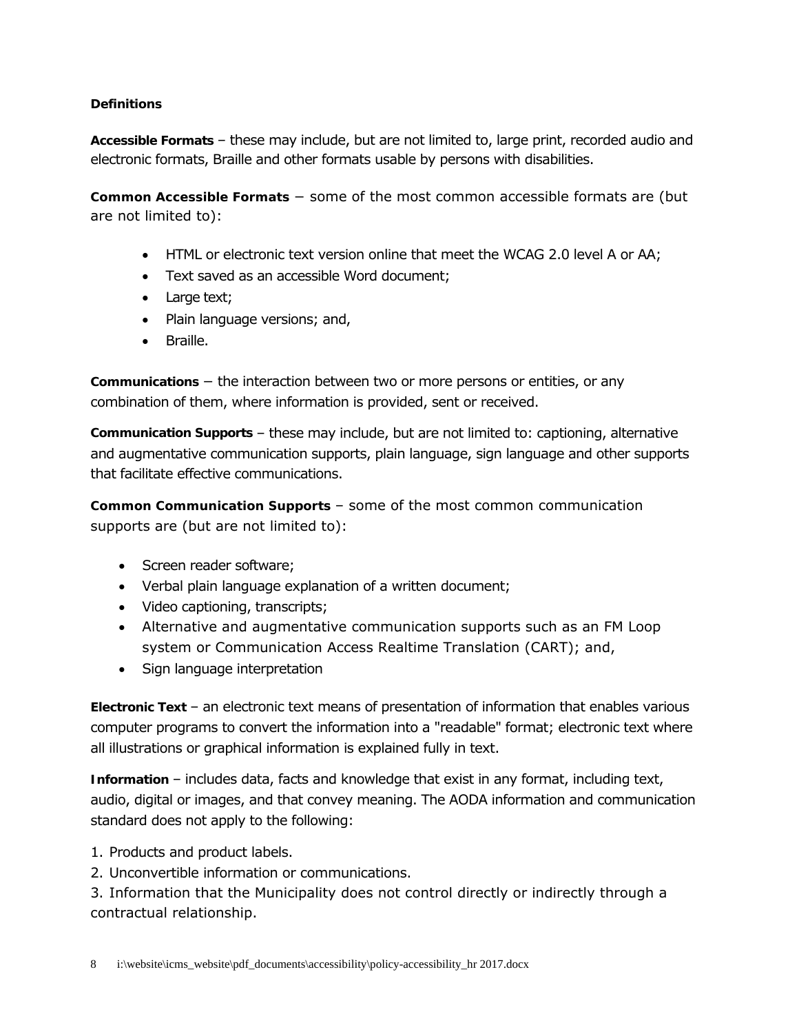**Definitions**

**Accessible Formats** – these may include, but are not limited to, large print, recorded audio and electronic formats, Braille and other formats usable by persons with disabilities.

**Common Accessible Formats** – some of the most common accessible formats are (but are not limited to):

- HTML or electronic text version online that meet the WCAG 2.0 level A or AA;
- Text saved as an accessible Word document;
- Large text;
- Plain language versions; and,
- Braille.

**Communications** – the interaction between two or more persons or entities, or any combination of them, where information is provided, sent or received.

**Communication Supports** – these may include, but are not limited to: captioning, alternative and augmentative communication supports, plain language, sign language and other supports that facilitate effective communications.

**Common Communication Supports** – some of the most common communication supports are (but are not limited to):

- Screen reader software;
- Verbal plain language explanation of a written document;
- Video captioning, transcripts;
- Alternative and augmentative communication supports such as an FM Loop system or Communication Access Realtime Translation (CART); and,
- Sign language interpretation

**Electronic Text** – an electronic text means of presentation of information that enables various computer programs to convert the information into a "readable" format; electronic text where all illustrations or graphical information is explained fully in text.

**Information** – includes data, facts and knowledge that exist in any format, including text, audio, digital or images, and that convey meaning. The AODA information and communication standard does not apply to the following:

1. Products and product labels.
2. Unconvertible information or communications.
3. Information that the Municipality does not control directly or indirectly through a contractual relationship.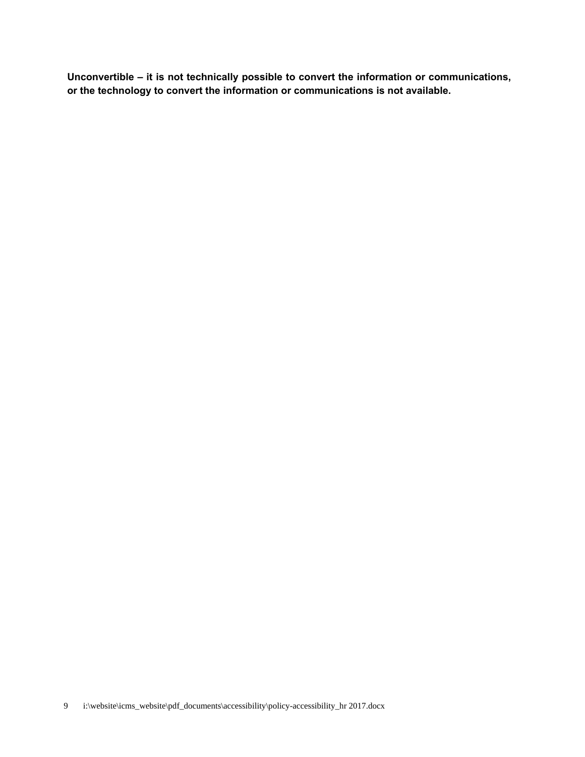**Unconvertible – it is not technically possible to convert the information or communications, or the technology to convert the information or communications is not available.**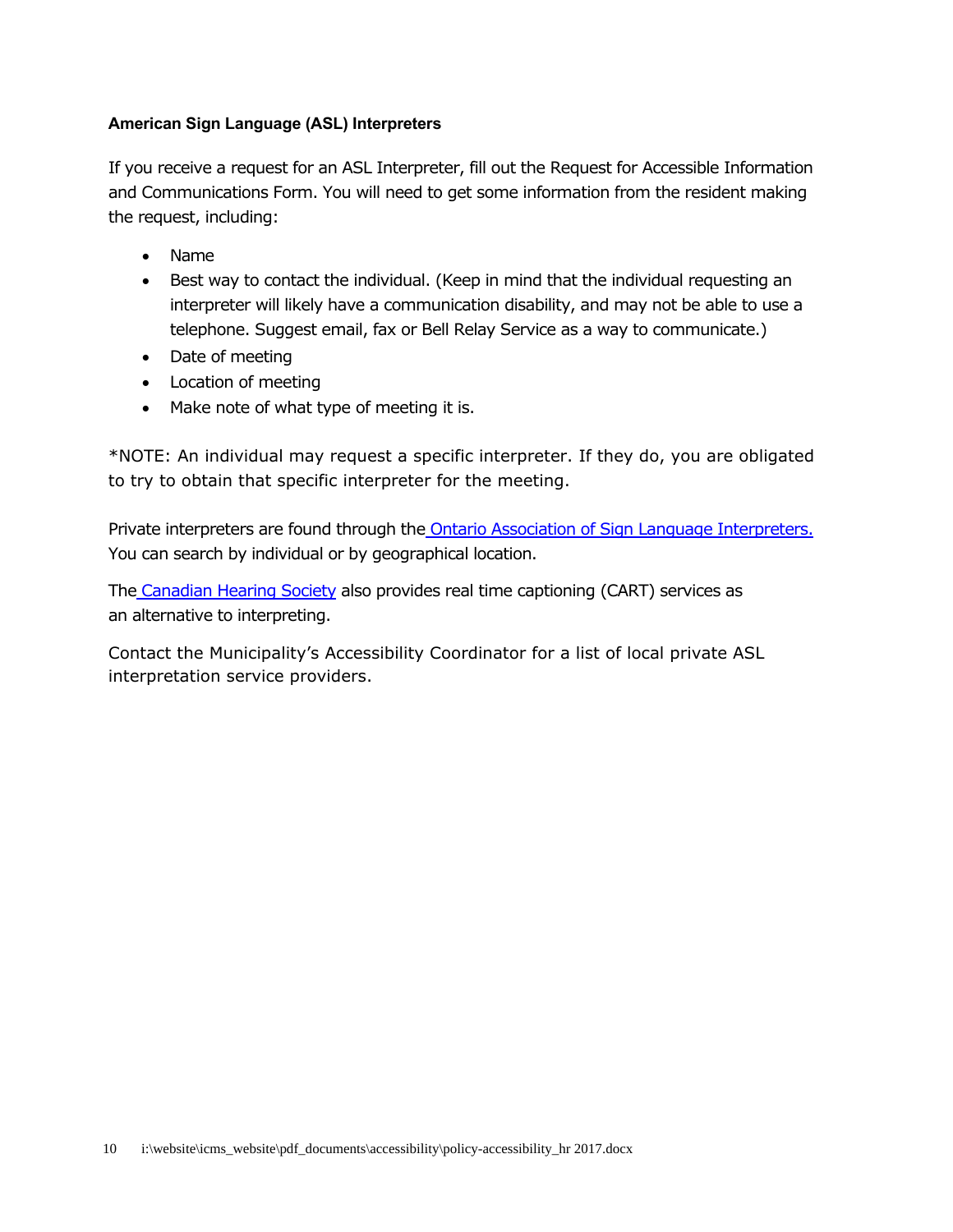### American Sign Language (ASL) Interpreters

If you receive a request for an ASL Interpreter, fill out the Request for Accessible Information and Communications Form. You will need to get some information from the resident making the request, including:

- Name
- Best way to contact the individual. (Keep in mind that the individual requesting an interpreter will likely have a communication disability, and may not be able to use a telephone. Suggest email, fax or Bell Relay Service as a way to communicate.)
- Date of meeting
- Location of meeting
- Make note of what type of meeting it is.

*NOTE: An individual may request a specific interpreter. If they do, you are obligated to try to obtain that specific interpreter for the meeting.

Private interpreters are found through the Ontario Association of Sign Language Interpreters. You can search by individual or by geographical location.

The Canadian Hearing Society also provides real time captioning (CART) services as an alternative to interpreting.

Contact the Municipality's Accessibility Coordinator for a list of local private ASL interpretation service providers.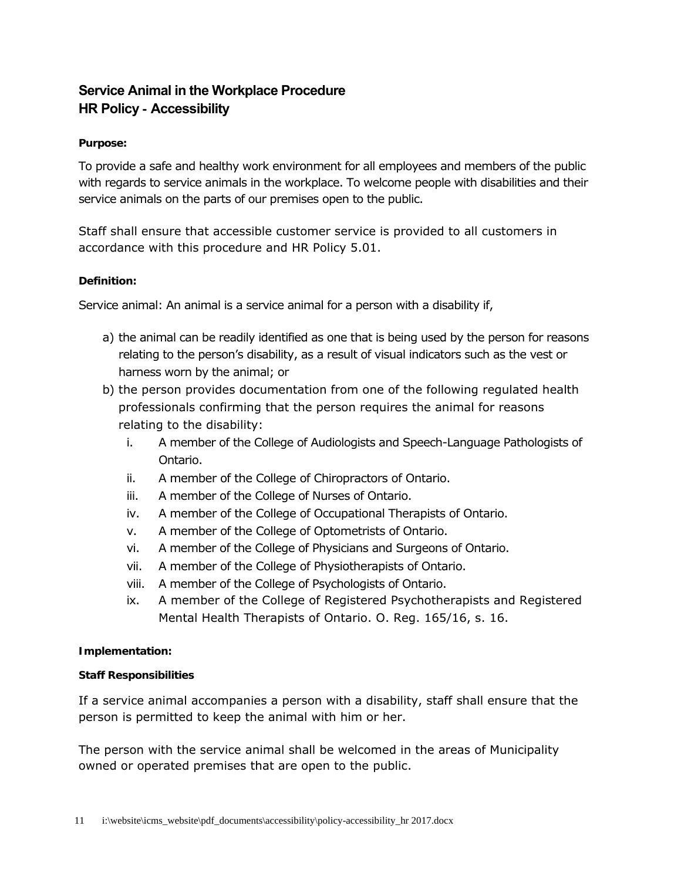## Service Animal in the Workplace Procedure
## HR Policy - Accessibility

**Purpose:**

To provide a safe and healthy work environment for all employees and members of the public with regards to service animals in the workplace. To welcome people with disabilities and their service animals on the parts of our premises open to the public.

Staff shall ensure that accessible customer service is provided to all customers in accordance with this procedure and HR Policy 5.01.

**Definition:**

Service animal: An animal is a service animal for a person with a disability if,

a) the animal can be readily identified as one that is being used by the person for reasons relating to the person's disability, as a result of visual indicators such as the vest or harness worn by the animal; or
b) the person provides documentation from one of the following regulated health professionals confirming that the person requires the animal for reasons relating to the disability:
    i. A member of the College of Audiologists and Speech-Language Pathologists of Ontario.
    ii. A member of the College of Chiropractors of Ontario.
    iii. A member of the College of Nurses of Ontario.
    iv. A member of the College of Occupational Therapists of Ontario.
    v. A member of the College of Optometrists of Ontario.
    vi. A member of the College of Physicians and Surgeons of Ontario.
    vii. A member of the College of Physiotherapists of Ontario.
    viii. A member of the College of Psychologists of Ontario.
    ix. A member of the College of Registered Psychotherapists and Registered Mental Health Therapists of Ontario. O. Reg. 165/16, s. 16.

**Implementation:**

**Staff Responsibilities**

If a service animal accompanies a person with a disability, staff shall ensure that the person is permitted to keep the animal with him or her.

The person with the service animal shall be welcomed in the areas of Municipality owned or operated premises that are open to the public.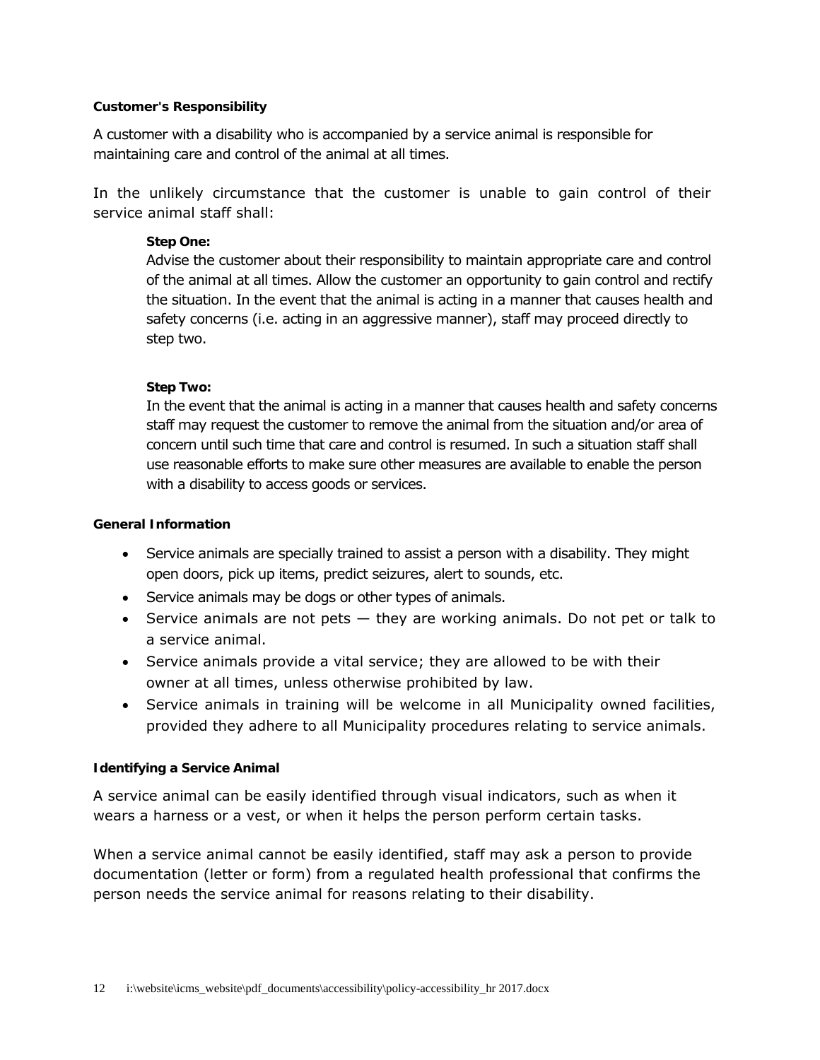**Customer's Responsibility**

A customer with a disability who is accompanied by a service animal is responsible for maintaining care and control of the animal at all times.

In the unlikely circumstance that the customer is unable to gain control of their service animal staff shall:

> **Step One:**
> Advise the customer about their responsibility to maintain appropriate care and control of the animal at all times. Allow the customer an opportunity to gain control and rectify the situation. In the event that the animal is acting in a manner that causes health and safety concerns (i.e. acting in an aggressive manner), staff may proceed directly to step two.
>
> **Step Two:**
> In the event that the animal is acting in a manner that causes health and safety concerns staff may request the customer to remove the animal from the situation and/or area of concern until such time that care and control is resumed. In such a situation staff shall use reasonable efforts to make sure other measures are available to enable the person with a disability to access goods or services.

**General Information**

- Service animals are specially trained to assist a person with a disability. They might open doors, pick up items, predict seizures, alert to sounds, etc.
- Service animals may be dogs or other types of animals.
- Service animals are not pets — they are working animals. Do not pet or talk to a service animal.
- Service animals provide a vital service; they are allowed to be with their owner at all times, unless otherwise prohibited by law.
- Service animals in training will be welcome in all Municipality owned facilities, provided they adhere to all Municipality procedures relating to service animals.

**Identifying a Service Animal**

A service animal can be easily identified through visual indicators, such as when it wears a harness or a vest, or when it helps the person perform certain tasks.

When a service animal cannot be easily identified, staff may ask a person to provide documentation (letter or form) from a regulated health professional that confirms the person needs the service animal for reasons relating to their disability.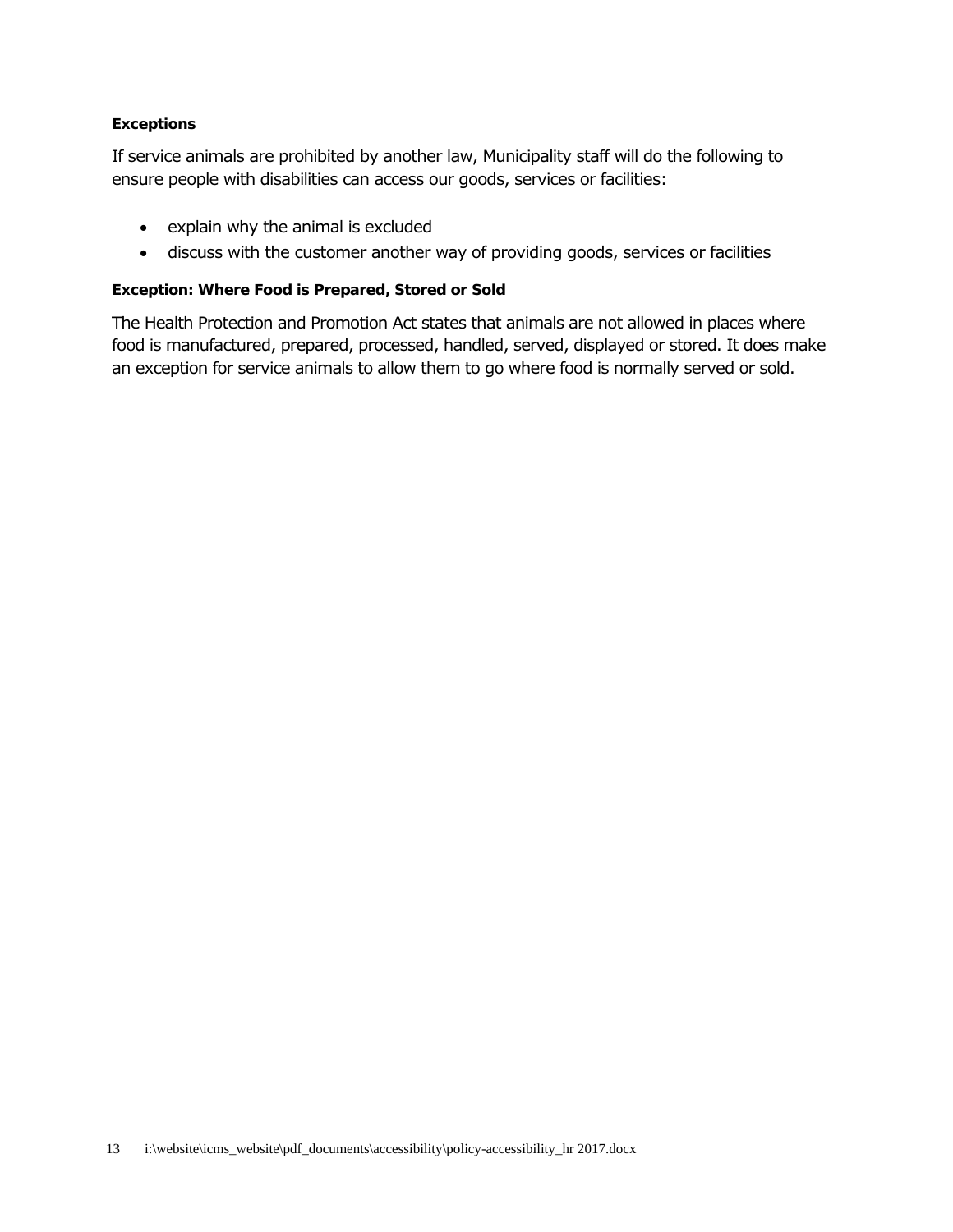**Exceptions**

If service animals are prohibited by another law, Municipality staff will do the following to ensure people with disabilities can access our goods, services or facilities:

- explain why the animal is excluded
- discuss with the customer another way of providing goods, services or facilities

**Exception: Where Food is Prepared, Stored or Sold**

The Health Protection and Promotion Act states that animals are not allowed in places where food is manufactured, prepared, processed, handled, served, displayed or stored. It does make an exception for service animals to allow them to go where food is normally served or sold.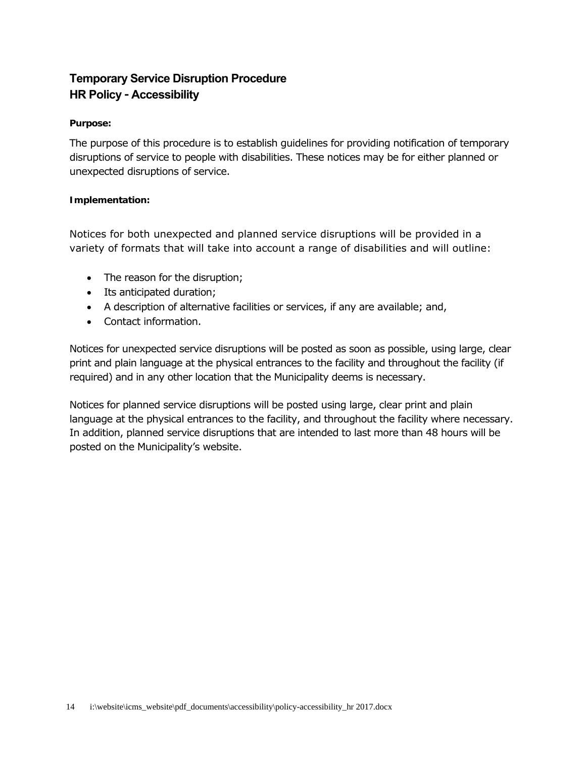## Temporary Service Disruption Procedure
## HR Policy - Accessibility

**Purpose:**

The purpose of this procedure is to establish guidelines for providing notification of temporary disruptions of service to people with disabilities. These notices may be for either planned or unexpected disruptions of service.

**Implementation:**

Notices for both unexpected and planned service disruptions will be provided in a variety of formats that will take into account a range of disabilities and will outline:

- The reason for the disruption;
- Its anticipated duration;
- A description of alternative facilities or services, if any are available; and,
- Contact information.

Notices for unexpected service disruptions will be posted as soon as possible, using large, clear print and plain language at the physical entrances to the facility and throughout the facility (if required) and in any other location that the Municipality deems is necessary.

Notices for planned service disruptions will be posted using large, clear print and plain language at the physical entrances to the facility, and throughout the facility where necessary. In addition, planned service disruptions that are intended to last more than 48 hours will be posted on the Municipality's website.